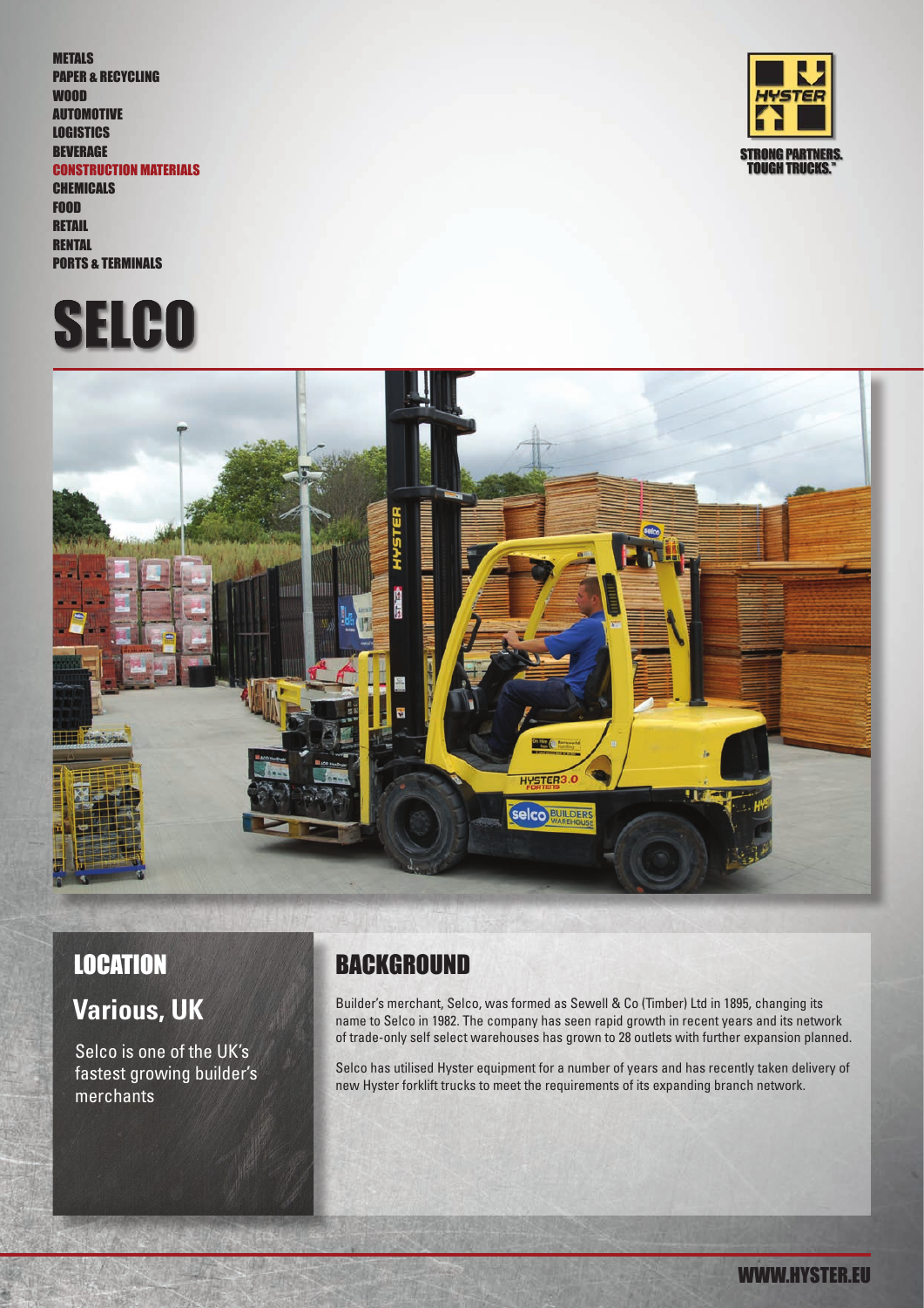METALS
PAPER & RECYCLING
WOOD
AUTOMOTIVE
LOGISTICS
BEVERAGE
CONSTRUCTION MATERIALS
CHEMICALS
FOOD
RETAIL
RENTAL
PORTS & TERMINALS

STRONG PARTNERS. TOUGH TRUCKS.™

# SELCO

## LOCATION

### Various, UK

Selco is one of the UK's fastest growing builder's merchants

## BACKGROUND

Builder's merchant, Selco, was formed as Sewell & Co (Timber) Ltd in 1895, changing its name to Selco in 1982. The company has seen rapid growth in recent years and its network of trade-only self select warehouses has grown to 28 outlets with further expansion planned.

Selco has utilised Hyster equipment for a number of years and has recently taken delivery of new Hyster forklift trucks to meet the requirements of its expanding branch network.

WWW.HYSTER.EU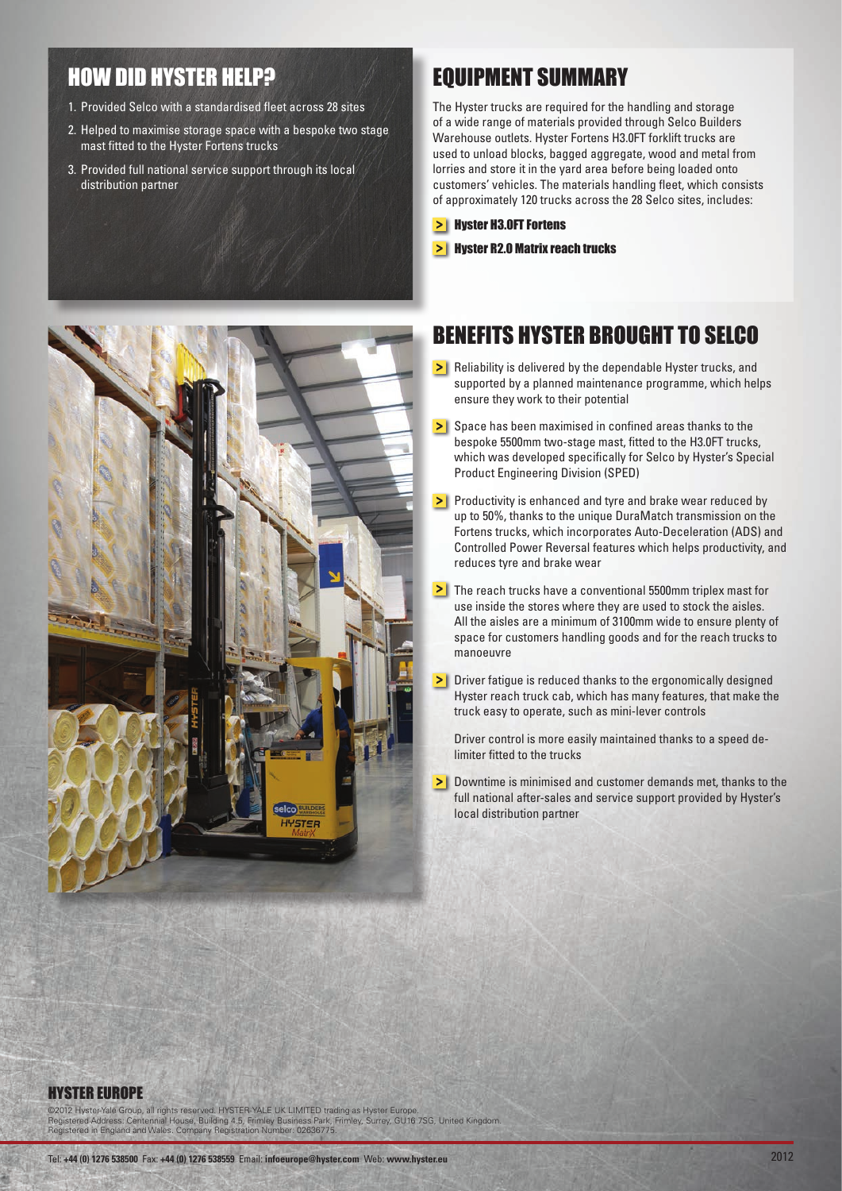## HOW DID HYSTER HELP?

1. Provided Selco with a standardised fleet across 28 sites
2. Helped to maximise storage space with a bespoke two stage mast fitted to the Hyster Fortens trucks
3. Provided full national service support through its local distribution partner

## EQUIPMENT SUMMARY

The Hyster trucks are required for the handling and storage of a wide range of materials provided through Selco Builders Warehouse outlets. Hyster Fortens H3.0FT forklift trucks are used to unload blocks, bagged aggregate, wood and metal from lorries and store it in the yard area before being loaded onto customers' vehicles. The materials handling fleet, which consists of approximately 120 trucks across the 28 Selco sites, includes:

- **Hyster H3.0FT Fortens**
- **Hyster R2.0 Matrix reach trucks**

## BENEFITS HYSTER BROUGHT TO SELCO

- Reliability is delivered by the dependable Hyster trucks, and supported by a planned maintenance programme, which helps ensure they work to their potential
- Space has been maximised in confined areas thanks to the bespoke 5500mm two-stage mast, fitted to the H3.0FT trucks, which was developed specifically for Selco by Hyster's Special Product Engineering Division (SPED)
- Productivity is enhanced and tyre and brake wear reduced by up to 50%, thanks to the unique DuraMatch transmission on the Fortens trucks, which incorporates Auto-Deceleration (ADS) and Controlled Power Reversal features which helps productivity, and reduces tyre and brake wear
- The reach trucks have a conventional 5500mm triplex mast for use inside the stores where they are used to stock the aisles. All the aisles are a minimum of 3100mm wide to ensure plenty of space for customers handling goods and for the reach trucks to manoeuvre
- Driver fatigue is reduced thanks to the ergonomically designed Hyster reach truck cab, which has many features, that make the truck easy to operate, such as mini-lever controls

  Driver control is more easily maintained thanks to a speed de-limiter fitted to the trucks
- Downtime is minimised and customer demands met, thanks to the full national after-sales and service support provided by Hyster's local distribution partner

### HYSTER EUROPE

©2012 Hyster-Yale Group, all rights reserved. HYSTER-YALE UK LIMITED trading as Hyster Europe.
Registered Address: Centennial House, Building 4.5, Frimley Business Park, Frimley, Surrey, GU16 7SG, United Kingdom.
Registered in England and Wales. Company Registration Number: 02636775.

Tel: **+44 (0) 1276 538500** Fax: **+44 (0) 1276 538559** Email: **infoeurope@hyster.com** Web: **www.hyster.eu**

2012